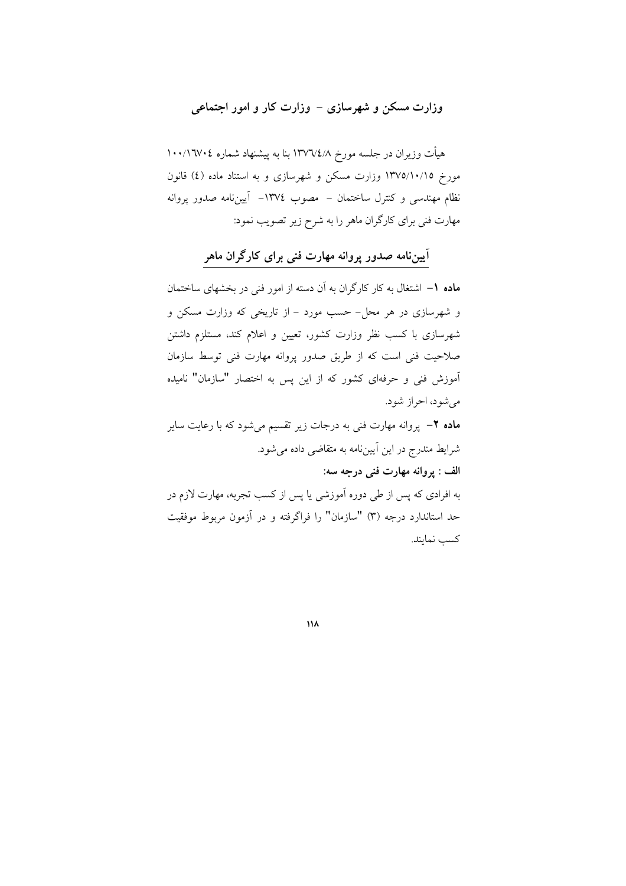## وزارت مسکن و شهرسازی - وزارت کار و امور اجتماعی

هیأت وزیران در جلسه مورخ ۱۳۷٦/٤/۸ بنا به پیشنهاد شماره ۱۰۰/۱٦۷۰٤ مورخ ۱۳۷۵/۱۰/۱۵ وزارت مسکن و شهرسازی و به استناد ماده (٤) قانون نظام مهندسی و کنترل ساختمان - مصوب ۱۳۷٤- آیین‌نامه صدور پروانه مهارت فنی برای کارگران ماهر را به شرح زیر تصویب نمود:

# آیین‌نامه صدور پروانه مهارت فنی برای کارگران ماهر

**ماده ۱**- اشتغال به کار کارگران به آن دسته از امور فنی در بخشهای ساختمان و شهرسازی در هر محل- حسب مورد - از تاریخی که وزارت مسکن و شهرسازی با کسب نظر وزارت کشور، تعیین و اعلام کند، مستلزم داشتن صلاحیت فنی است که از طریق صدور پروانه مهارت فنی توسط سازمان آموزش فنی و حرفه‌ای کشور که از این پس به اختصار "سازمان" نامیده می‌شود، احراز شود.

**ماده ۲**- پروانه مهارت فنی به درجات زیر تقسیم می‌شود که با رعایت سایر شرایط مندرج در این آیین‌نامه به متقاضی داده می‌شود.

**الف : پروانه مهارت فنی درجه سه:**

به افرادی که پس از طی دوره آموزشی یا پس از کسب تجربه، مهارت لازم در حد استاندارد درجه (۳) "سازمان" را فراگرفته و در آزمون مربوط موفقیت کسب نمایند.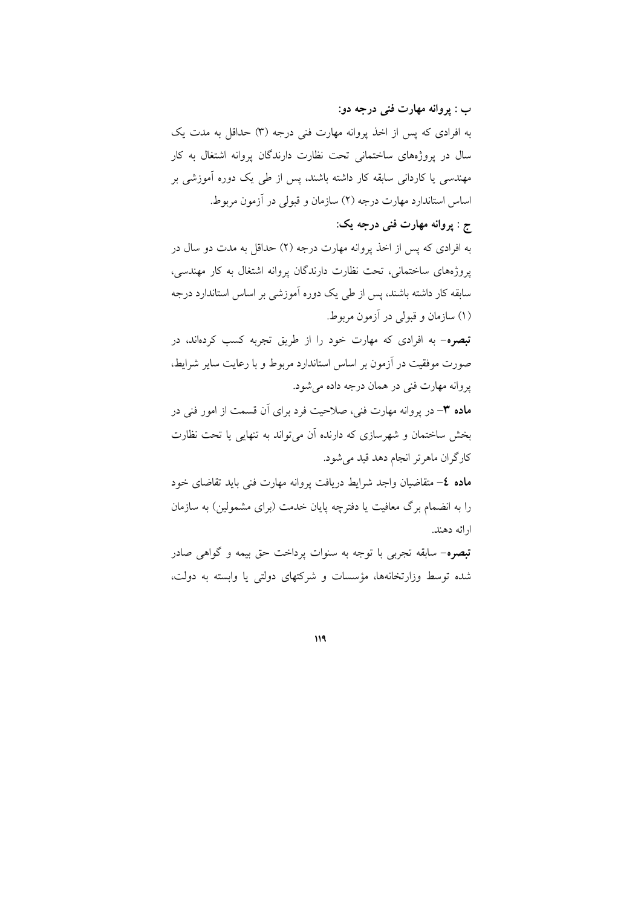**ب : پروانه مهارت فنی درجه دو:**

به افرادی که پس از اخذ پروانه مهارت فنی درجه (۳) حداقل به مدت یک سال در پروژه‌های ساختمانی تحت نظارت دارندگان پروانه اشتغال به کار مهندسی یا کاردانی سابقه کار داشته باشند، پس از طی یک دوره آموزشی بر اساس استاندارد مهارت درجه (۲) سازمان و قبولی در آزمون مربوط.

**ج : پروانه مهارت فنی درجه یک:**

به افرادی که پس از اخذ پروانه مهارت درجه (۲) حداقل به مدت دو سال در پروژه‌های ساختمانی، تحت نظارت دارندگان پروانه اشتغال به کار مهندسی، سابقه کار داشته باشند، پس از طی یک دوره آموزشی بر اساس استاندارد درجه (۱) سازمان و قبولی در آزمون مربوط.

**تبصره**- به افرادی که مهارت خود را از طریق تجربه کسب کرده‌اند، در صورت موفقیت در آزمون بر اساس استاندارد مربوط و با رعایت سایر شرایط، پروانه مهارت فنی در همان درجه داده می‌شود.

**ماده ۳**- در پروانه مهارت فنی، صلاحیت فرد برای آن قسمت از امور فنی در بخش ساختمان و شهرسازی که دارنده آن می‌تواند به تنهایی یا تحت نظارت کارگران ماهرتر انجام دهد قید می‌شود.

**ماده ٤**- متقاضیان واجد شرایط دریافت پروانه مهارت فنی باید تقاضای خود را به انضمام برگ معافیت یا دفترچه پایان خدمت (برای مشمولین) به سازمان ارائه دهند.

**تبصره**- سابقه تجربی با توجه به سنوات پرداخت حق بیمه و گواهی صادر شده توسط وزارتخانه‌ها، مؤسسات و شرکتهای دولتی یا وابسته به دولت،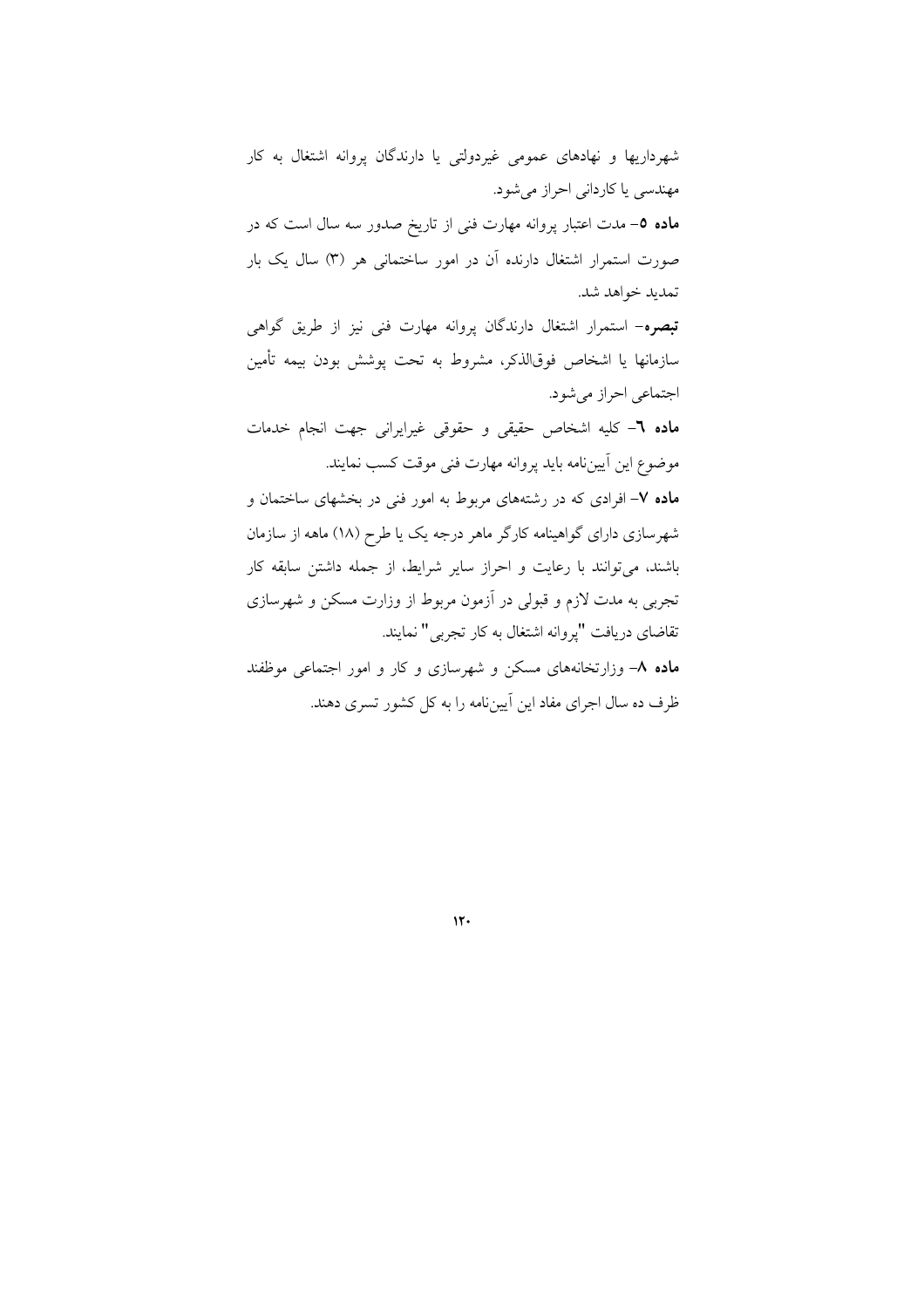شهرداریها و نهادهای عمومی غیردولتی یا دارندگان پروانه اشتغال به کار مهندسی یا کاردانی احراز می‌شود.

**ماده ۵**– مدت اعتبار پروانه مهارت فنی از تاریخ صدور سه سال است که در صورت استمرار اشتغال دارنده آن در امور ساختمانی هر (۳) سال یک بار تمدید خواهد شد.

**تبصره**– استمرار اشتغال دارندگان پروانه مهارت فنی نیز از طریق گواهی سازمانها یا اشخاص فوق‌الذکر، مشروط به تحت پوشش بودن بیمه تأمین اجتماعی احراز می‌شود.

**ماده ٦**– کلیه اشخاص حقیقی و حقوقی غیرایرانی جهت انجام خدمات موضوع این آیین‌نامه باید پروانه مهارت فنی موقت کسب نمایند.

**ماده ۷**– افرادی که در رشته‌های مربوط به امور فنی در بخشهای ساختمان و شهرسازی دارای گواهینامه کارگر ماهر درجه یک یا طرح (۱۸) ماهه از سازمان باشند، می‌توانند با رعایت و احراز سایر شرایط، از جمله داشتن سابقه کار تجربی به مدت لازم و قبولی در آزمون مربوط از وزارت مسکن و شهرسازی تقاضای دریافت "پروانه اشتغال به کار تجربی" نمایند.

**ماده ۸**– وزارتخانه‌های مسکن و شهرسازی و کار و امور اجتماعی موظفند ظرف ده سال اجرای مفاد این آیین‌نامه را به کل کشور تسری دهند.